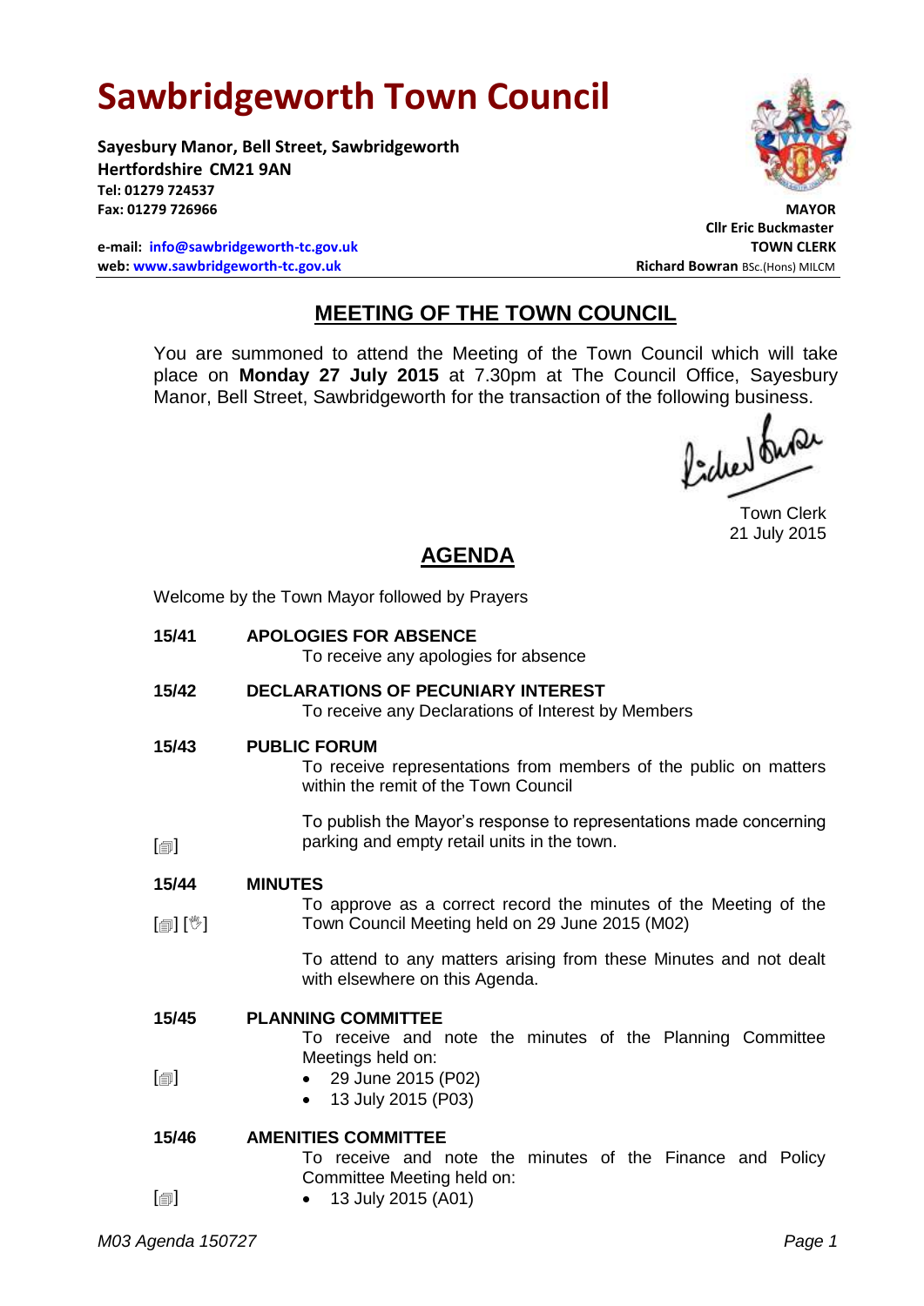# Sawbridgeworth Town Council

**Sayesbury Manor, Bell Street, Sawbridgeworth**
**Hertfordshire CM21 9AN**
**Tel: 01279 724537**
**Fax: 01279 726966**

**e-mail: info@sawbridgeworth-tc.gov.uk**
**web: www.sawbridgeworth-tc.gov.uk**

**MAYOR**
**Cllr Eric Buckmaster**
**TOWN CLERK**
**Richard Bowran** BSc.(Hons) MILCM

## MEETING OF THE TOWN COUNCIL

You are summoned to attend the Meeting of the Town Council which will take place on **Monday 27 July 2015** at 7.30pm at The Council Office, Sayesbury Manor, Bell Street, Sawbridgeworth for the transaction of the following business.

Town Clerk
21 July 2015

## AGENDA

Welcome by the Town Mayor followed by Prayers

**15/41 APOLOGIES FOR ABSENCE**

To receive any apologies for absence

**15/42 DECLARATIONS OF PECUNIARY INTEREST**

To receive any Declarations of Interest by Members

**15/43 PUBLIC FORUM**

To receive representations from members of the public on matters within the remit of the Town Council

[▤] To publish the Mayor's response to representations made concerning parking and empty retail units in the town.

**15/44 MINUTES**

[▤] [✋] To approve as a correct record the minutes of the Meeting of the Town Council Meeting held on 29 June 2015 (M02)

To attend to any matters arising from these Minutes and not dealt with elsewhere on this Agenda.

**15/45 PLANNING COMMITTEE**

To receive and note the minutes of the Planning Committee Meetings held on:

[▤]
- 29 June 2015 (P02)
- 13 July 2015 (P03)

**15/46 AMENITIES COMMITTEE**

To receive and note the minutes of the Finance and Policy Committee Meeting held on:

[▤]
- 13 July 2015 (A01)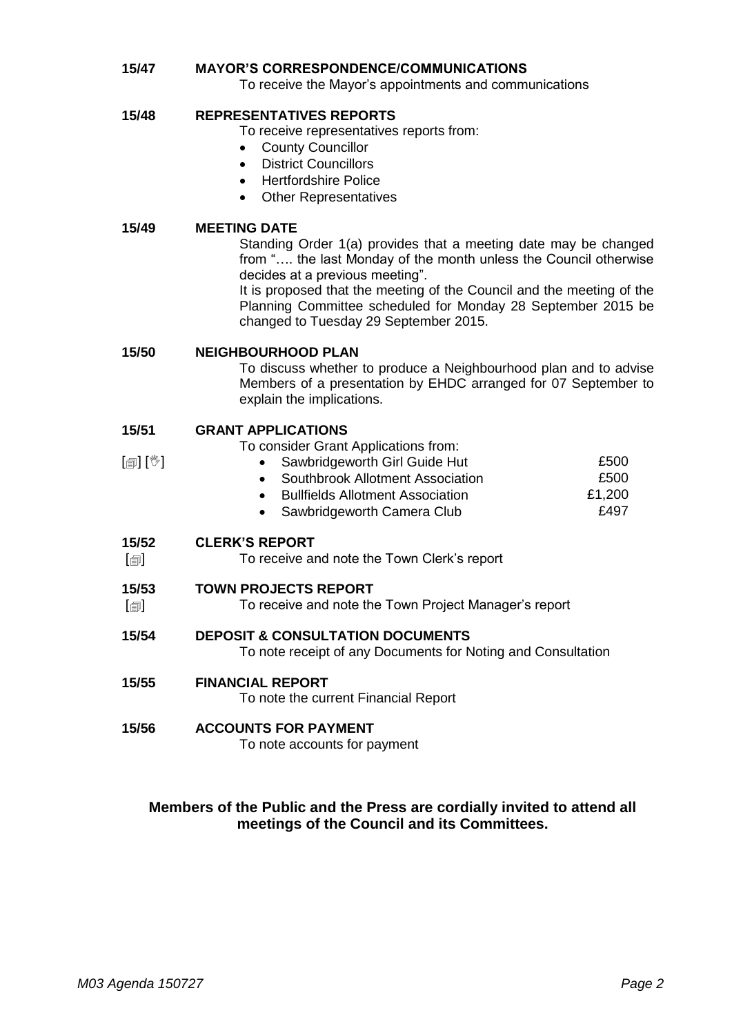**15/47 MAYOR'S CORRESPONDENCE/COMMUNICATIONS**

To receive the Mayor's appointments and communications

**15/48 REPRESENTATIVES REPORTS**

To receive representatives reports from:

- County Councillor
- District Councillors
- Hertfordshire Police
- Other Representatives

**15/49 MEETING DATE**

Standing Order 1(a) provides that a meeting date may be changed from "…. the last Monday of the month unless the Council otherwise decides at a previous meeting".

It is proposed that the meeting of the Council and the meeting of the Planning Committee scheduled for Monday 28 September 2015 be changed to Tuesday 29 September 2015.

**15/50 NEIGHBOURHOOD PLAN**

To discuss whether to produce a Neighbourhood plan and to advise Members of a presentation by EHDC arranged for 07 September to explain the implications.

**15/51 GRANT APPLICATIONS**

[🗐] [👋]

To consider Grant Applications from:

- Sawbridgeworth Girl Guide Hut £500
- Southbrook Allotment Association £500
- Bullfields Allotment Association £1,200
- Sawbridgeworth Camera Club £497

**15/52 CLERK'S REPORT**

[🗐]

To receive and note the Town Clerk's report

**15/53 TOWN PROJECTS REPORT**

[🗐]

To receive and note the Town Project Manager's report

**15/54 DEPOSIT & CONSULTATION DOCUMENTS**

To note receipt of any Documents for Noting and Consultation

**15/55 FINANCIAL REPORT**

To note the current Financial Report

**15/56 ACCOUNTS FOR PAYMENT**

To note accounts for payment

**Members of the Public and the Press are cordially invited to attend all meetings of the Council and its Committees.**